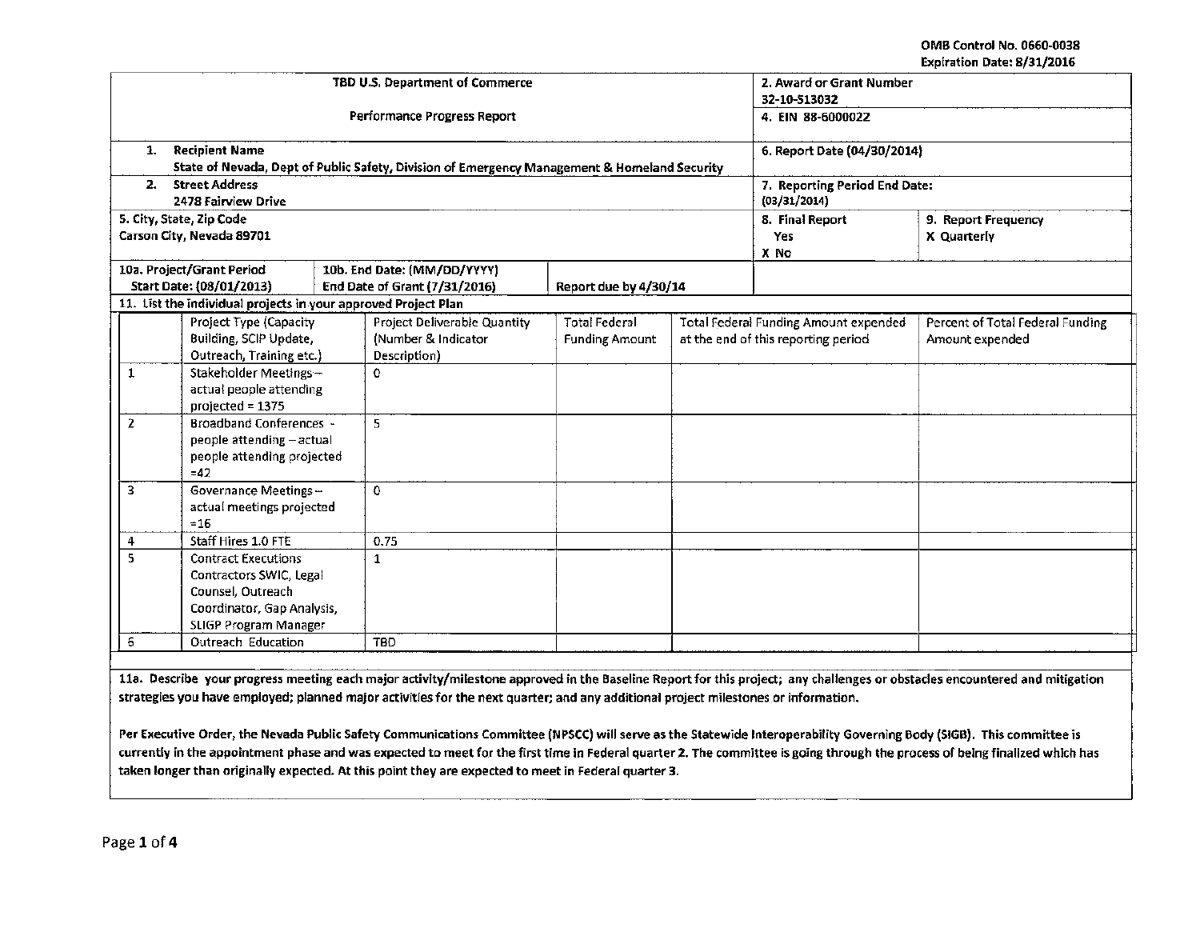OMB Control No. 0660-0038
Expiration Date: 8/31/2016

| TBD U.S. Department of Commerce<br><br>Performance Progress Report | 2. Award or Grant Number<br>32-10-S13032 | |
|---|---|---|
| | 4. EIN 88-6000022 | |
| 1. Recipient Name<br>State of Nevada, Dept of Public Safety, Division of Emergency Management & Homeland Security | 6. Report Date (04/30/2014) | |
| 2. Street Address<br>2478 Fairview Drive | 7. Reporting Period End Date:<br>(03/31/2014) | |
| 5. City, State, Zip Code<br>Carson City, Nevada 89701 | 8. Final Report<br>Yes<br>X No | 9. Report Frequency<br>X Quarterly |
| 10a. Project/Grant Period Start Date: (08/01/2013) \| 10b. End Date: (MM/DD/YYYY) End Date of Grant (7/31/2016) \| Report due by 4/30/14 | | |

11. List the individual projects in your approved Project Plan

| | Project Type (Capacity Building, SCIP Update, Outreach, Training etc.) | Project Deliverable Quantity (Number & Indicator Description) | Total Federal Funding Amount | Total Federal Funding Amount expended at the end of this reporting period | Percent of Total Federal Funding Amount expended |
|---|---|---|---|---|---|
| 1 | Stakeholder Meetings – actual people attending projected = 1375 | 0 | | | |
| 2 | Broadband Conferences - people attending – actual people attending projected =42 | 5 | | | |
| 3 | Governance Meetings – actual meetings projected =16 | 0 | | | |
| 4 | Staff Hires 1.0 FTE | 0.75 | | | |
| 5 | Contract Executions Contractors SWIC, Legal Counsel, Outreach Coordinator, Gap Analysis, SLIGP Program Manager | 1 | | | |
| 6 | Outreach Education | TBD | | | |

**11a. Describe your progress meeting each major activity/milestone approved in the Baseline Report for this project; any challenges or obstacles encountered and mitigation strategies you have employed; planned major activities for the next quarter; and any additional project milestones or information.**

Per Executive Order, the Nevada Public Safety Communications Committee (NPSCC) will serve as the Statewide Interoperability Governing Body (SIGB). This committee is currently in the appointment phase and was expected to meet for the first time in Federal quarter 2. The committee is going through the process of being finalized which has taken longer than originally expected. At this point they are expected to meet in Federal quarter 3.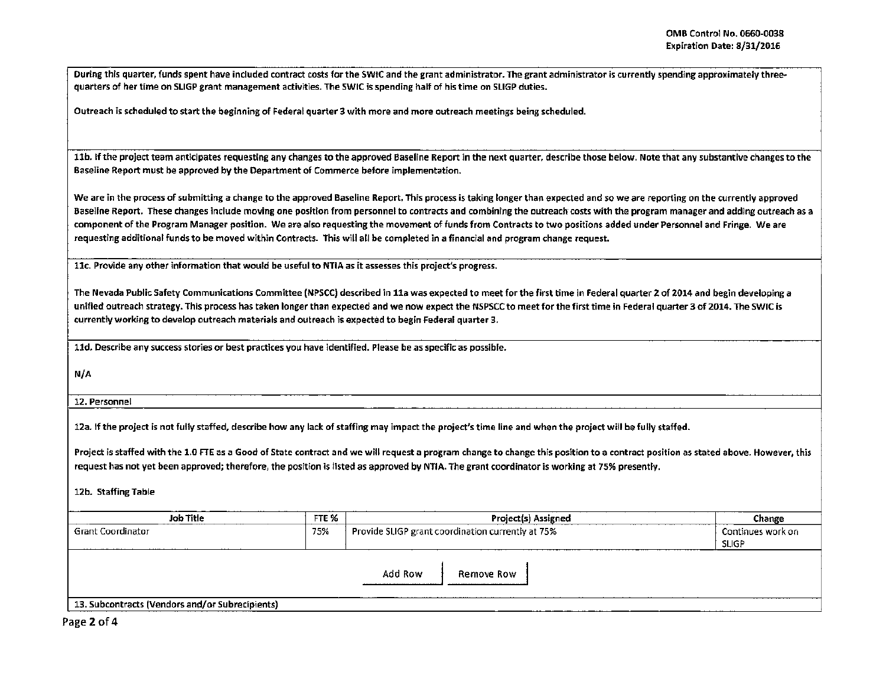During this quarter, funds spent have included contract costs for the SWIC and the grant administrator. The grant administrator is currently spending approximately three-quarters of her time on SLIGP grant management activities. The SWIC is spending half of his time on SLIGP duties.

Outreach is scheduled to start the beginning of Federal quarter 3 with more and more outreach meetings being scheduled.

11b. If the project team anticipates requesting any changes to the approved Baseline Report in the next quarter, describe those below. Note that any substantive changes to the Baseline Report must be approved by the Department of Commerce before implementation.

We are in the process of submitting a change to the approved Baseline Report. This process is taking longer than expected and so we are reporting on the currently approved Baseline Report. These changes include moving one position from personnel to contracts and combining the outreach costs with the program manager and adding outreach as a component of the Program Manager position. We are also requesting the movement of funds from Contracts to two positions added under Personnel and Fringe. We are requesting additional funds to be moved within Contracts. This will all be completed in a financial and program change request.

11c. Provide any other information that would be useful to NTIA as it assesses this project's progress.

The Nevada Public Safety Communications Committee (NPSCC) described in 11a was expected to meet for the first time in Federal quarter 2 of 2014 and begin developing a unified outreach strategy. This process has taken longer than expected and we now expect the NSPSCC to meet for the first time in Federal quarter 3 of 2014. The SWIC is currently working to develop outreach materials and outreach is expected to begin Federal quarter 3.

11d. Describe any success stories or best practices you have identified. Please be as specific as possible.

N/A

12. Personnel

12a. If the project is not fully staffed, describe how any lack of staffing may impact the project's time line and when the project will be fully staffed.

Project is staffed with the 1.0 FTE as a Good of State contract and we will request a program change to change this position to a contract position as stated above. However, this request has not yet been approved; therefore, the position is listed as approved by NTIA. The grant coordinator is working at 75% presently.

12b. Staffing Table

| Job Title | FTE % | Project(s) Assigned | Change |
|---|---|---|---|
| Grant Coordinator | 75% | Provide SLIGP grant coordination currently at 75% | Continues work on SLIGP |

Add Row | Remove Row

13. Subcontracts (Vendors and/or Subrecipients)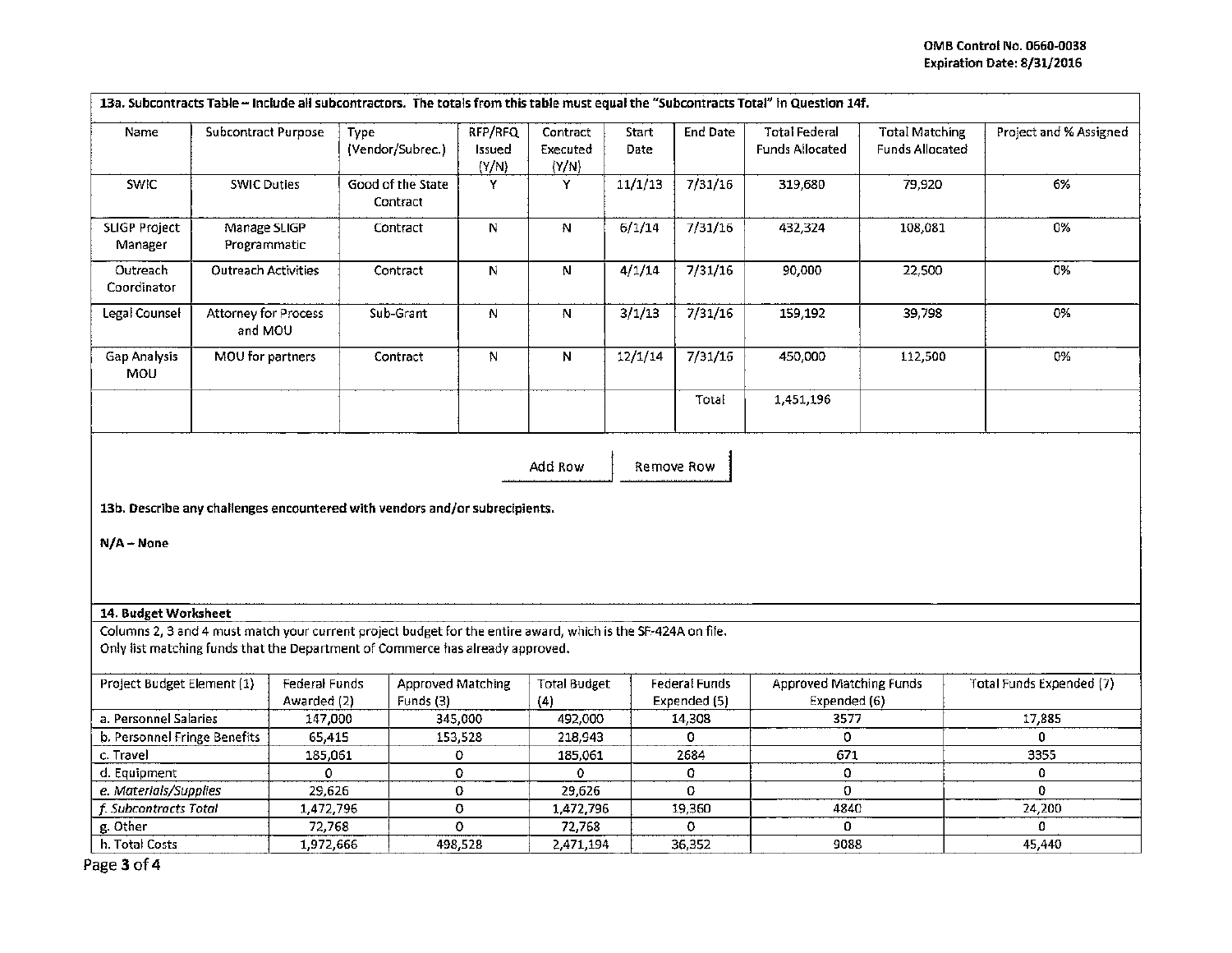OMB Control No. 0660-0038
Expiration Date: 8/31/2016

**13a. Subcontracts Table – Include all subcontractors. The totals from this table must equal the "Subcontracts Total" in Question 14f.**

| Name | Subcontract Purpose | Type (Vendor/Subrec.) | RFP/RFQ Issued (Y/N) | Contract Executed (Y/N) | Start Date | End Date | Total Federal Funds Allocated | Total Matching Funds Allocated | Project and % Assigned |
|---|---|---|---|---|---|---|---|---|---|
| SWIC | SWIC Duties | Good of the State Contract | Y | Y | 11/1/13 | 7/31/16 | 319,680 | 79,920 | 6% |
| SLIGP Project Manager | Manage SLIGP Programmatic | Contract | N | N | 6/1/14 | 7/31/16 | 432,324 | 108,081 | 0% |
| Outreach Coordinator | Outreach Activities | Contract | N | N | 4/1/14 | 7/31/16 | 90,000 | 22,500 | 0% |
| Legal Counsel | Attorney for Process and MOU | Sub-Grant | N | N | 3/1/13 | 7/31/16 | 159,192 | 39,798 | 0% |
| Gap Analysis MOU | MOU for partners | Contract | N | N | 12/1/14 | 7/31/16 | 450,000 | 112,500 | 0% |
| | | | | | | Total | 1,451,196 | | |

Add Row | Remove Row

**13b. Describe any challenges encountered with vendors and/or subrecipients.**

**N/A – None**

**14. Budget Worksheet**

Columns 2, 3 and 4 must match your current project budget for the entire award, which is the SF-424A on file.
Only list matching funds that the Department of Commerce has already approved.

| Project Budget Element (1) | Federal Funds Awarded (2) | Approved Matching Funds (3) | Total Budget (4) | Federal Funds Expended (5) | Approved Matching Funds Expended (6) | Total Funds Expended (7) |
|---|---|---|---|---|---|---|
| a. Personnel Salaries | 147,000 | 345,000 | 492,000 | 14,308 | 3577 | 17,885 |
| b. Personnel Fringe Benefits | 65,415 | 153,528 | 218,943 | 0 | 0 | 0 |
| c. Travel | 185,061 | 0 | 185,061 | 2684 | 671 | 3355 |
| d. Equipment | 0 | 0 | 0 | 0 | 0 | 0 |
| *e. Materials/Supplies* | 29,626 | 0 | 29,626 | 0 | 0 | 0 |
| *f. Subcontracts Total* | 1,472,796 | 0 | 1,472,796 | 19,360 | 4840 | 24,200 |
| g. Other | 72,768 | 0 | 72,768 | 0 | 0 | 0 |
| h. Total Costs | 1,972,666 | 498,528 | 2,471,194 | 36,352 | 9088 | 45,440 |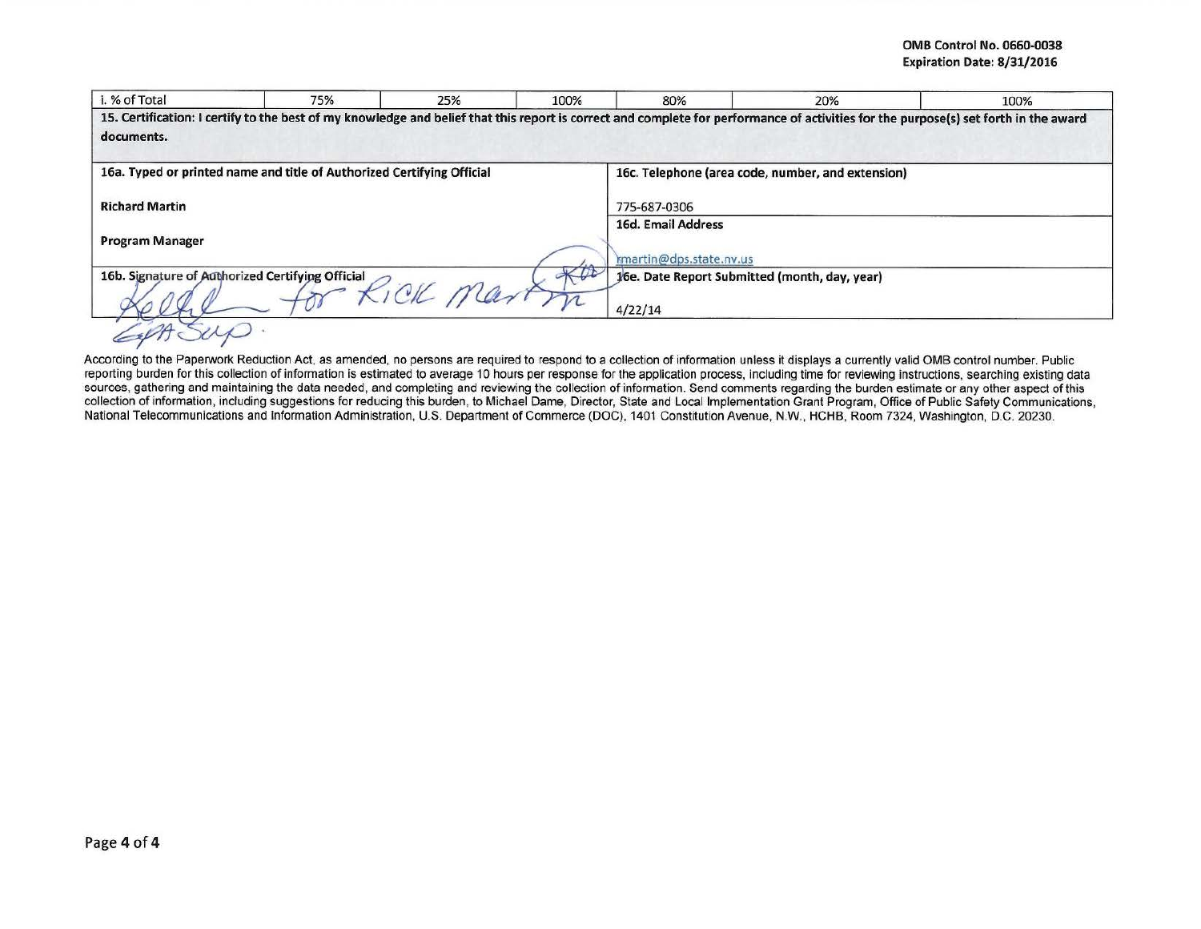OMB Control No. 0660-0038
Expiration Date: 8/31/2016

| | | | | | | |
|---|---|---|---|---|---|---|
| i. % of Total | 75% | 25% | 100% | 80% | 20% | 100% |

**15. Certification: I certify to the best of my knowledge and belief that this report is correct and complete for performance of activities for the purpose(s) set forth in the award documents.**

| | |
|---|---|
| **16a. Typed or printed name and title of Authorized Certifying Official**<br><br>**Richard Martin**<br><br>**Program Manager** | **16c. Telephone (area code, number, and extension)**<br><br>775-687-0306 |
| | **16d. Email Address**<br><br>rmartin@dps.state.nv.us |
| **16b. Signature of Authorized Certifying Official**<br><br>Kelli for Rick Martin<br>GPA Sup. | **16e. Date Report Submitted (month, day, year)**<br><br>4/22/14 |

According to the Paperwork Reduction Act, as amended, no persons are required to respond to a collection of information unless it displays a currently valid OMB control number. Public reporting burden for this collection of information is estimated to average 10 hours per response for the application process, including time for reviewing instructions, searching existing data sources, gathering and maintaining the data needed, and completing and reviewing the collection of information. Send comments regarding the burden estimate or any other aspect of this collection of information, including suggestions for reducing this burden, to Michael Dame, Director, State and Local Implementation Grant Program, Office of Public Safety Communications, National Telecommunications and Information Administration, U.S. Department of Commerce (DOC), 1401 Constitution Avenue, N.W., HCHB, Room 7324, Washington, D.C. 20230.